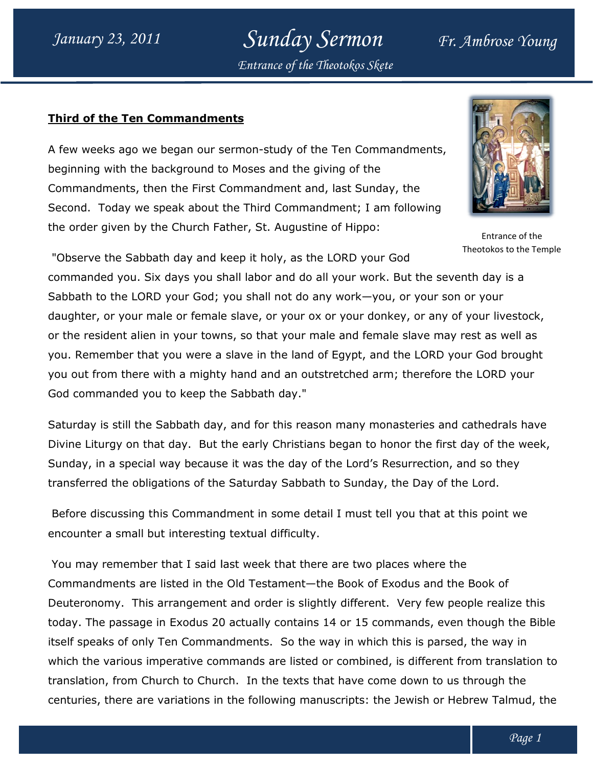# Sunday Sermon

*January 23, 2011*

*Fr. Ambrose Young*

*Entrance of the Theotokos Skete*

## Third of the Ten Commandments

A few weeks ago we began our sermon-study of the Ten Commandments, beginning with the background to Moses and the giving of the Commandments, then the First Commandment and, last Sunday, the Second. Today we speak about the Third Commandment; I am following the order given by the Church Father, St. Augustine of Hippo:

Entrance of the Theotokos to the Temple

"Observe the Sabbath day and keep it holy, as the LORD your God commanded you. Six days you shall labor and do all your work. But the seventh day is a Sabbath to the LORD your God; you shall not do any work—you, or your son or your daughter, or your male or female slave, or your ox or your donkey, or any of your livestock, or the resident alien in your towns, so that your male and female slave may rest as well as you. Remember that you were a slave in the land of Egypt, and the LORD your God brought you out from there with a mighty hand and an outstretched arm; therefore the LORD your God commanded you to keep the Sabbath day."

Saturday is still the Sabbath day, and for this reason many monasteries and cathedrals have Divine Liturgy on that day. But the early Christians began to honor the first day of the week, Sunday, in a special way because it was the day of the Lord's Resurrection, and so they transferred the obligations of the Saturday Sabbath to Sunday, the Day of the Lord.

Before discussing this Commandment in some detail I must tell you that at this point we encounter a small but interesting textual difficulty.

You may remember that I said last week that there are two places where the Commandments are listed in the Old Testament—the Book of Exodus and the Book of Deuteronomy. This arrangement and order is slightly different. Very few people realize this today. The passage in Exodus 20 actually contains 14 or 15 commands, even though the Bible itself speaks of only Ten Commandments. So the way in which this is parsed, the way in which the various imperative commands are listed or combined, is different from translation to translation, from Church to Church. In the texts that have come down to us through the centuries, there are variations in the following manuscripts: the Jewish or Hebrew Talmud, the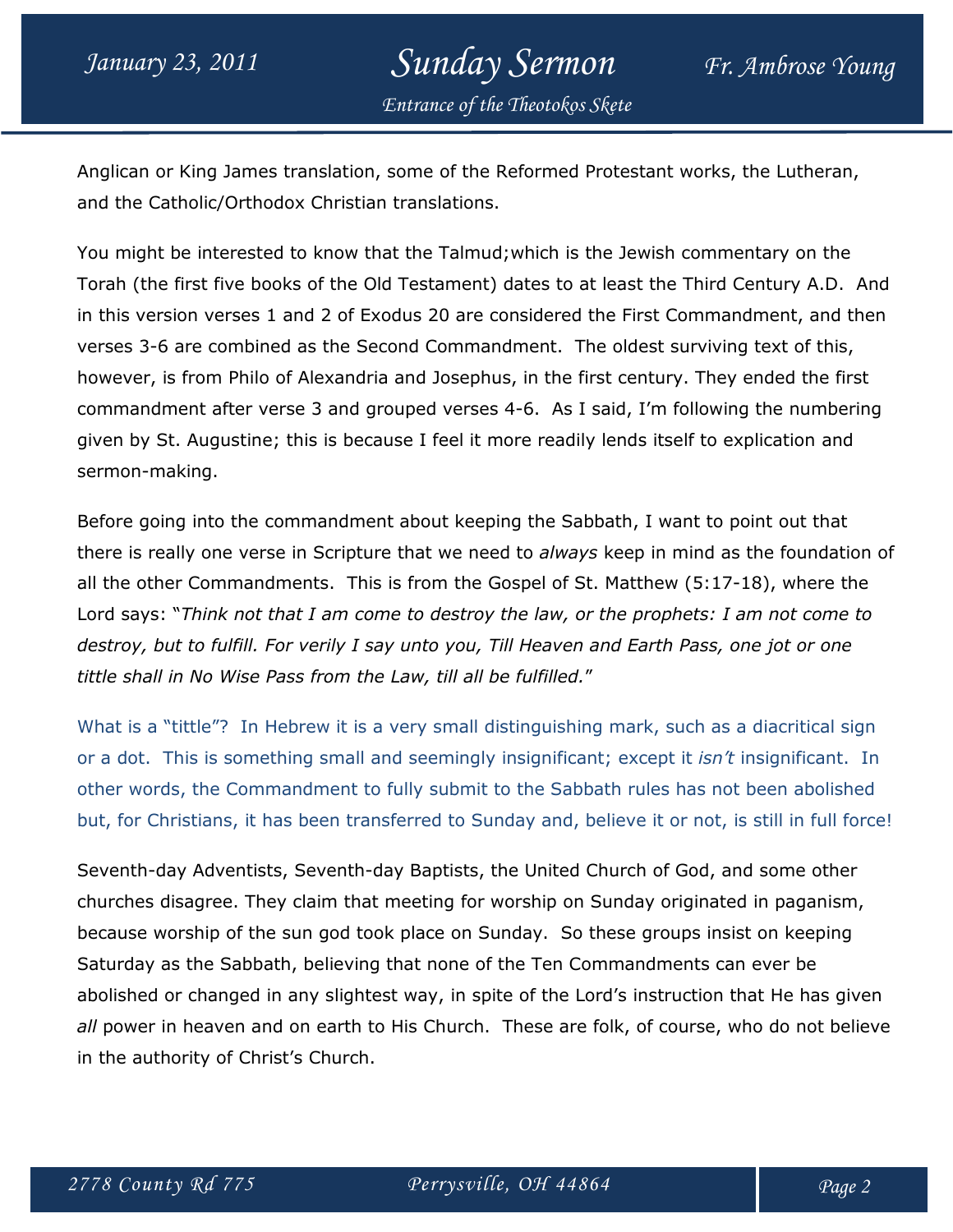Anglican or King James translation, some of the Reformed Protestant works, the Lutheran, and the Catholic/Orthodox Christian translations.

You might be interested to know that the Talmud;which is the Jewish commentary on the Torah (the first five books of the Old Testament) dates to at least the Third Century A.D. And in this version verses 1 and 2 of Exodus 20 are considered the First Commandment, and then verses 3-6 are combined as the Second Commandment. The oldest surviving text of this, however, is from Philo of Alexandria and Josephus, in the first century. They ended the first commandment after verse 3 and grouped verses 4-6. As I said, I'm following the numbering given by St. Augustine; this is because I feel it more readily lends itself to explication and sermon-making.

Before going into the commandment about keeping the Sabbath, I want to point out that there is really one verse in Scripture that we need to *always* keep in mind as the foundation of all the other Commandments. This is from the Gospel of St. Matthew (5:17-18), where the Lord says: "*Think not that I am come to destroy the law, or the prophets: I am not come to destroy, but to fulfill. For verily I say unto you, Till Heaven and Earth Pass, one jot or one tittle shall in No Wise Pass from the Law, till all be fulfilled.*"

What is a "tittle"? In Hebrew it is a very small distinguishing mark, such as a diacritical sign or a dot. This is something small and seemingly insignificant; except it *isn't* insignificant. In other words, the Commandment to fully submit to the Sabbath rules has not been abolished but, for Christians, it has been transferred to Sunday and, believe it or not, is still in full force!

Seventh-day Adventists, Seventh-day Baptists, the United Church of God, and some other churches disagree. They claim that meeting for worship on Sunday originated in paganism, because worship of the sun god took place on Sunday. So these groups insist on keeping Saturday as the Sabbath, believing that none of the Ten Commandments can ever be abolished or changed in any slightest way, in spite of the Lord's instruction that He has given *all* power in heaven and on earth to His Church. These are folk, of course, who do not believe in the authority of Christ's Church.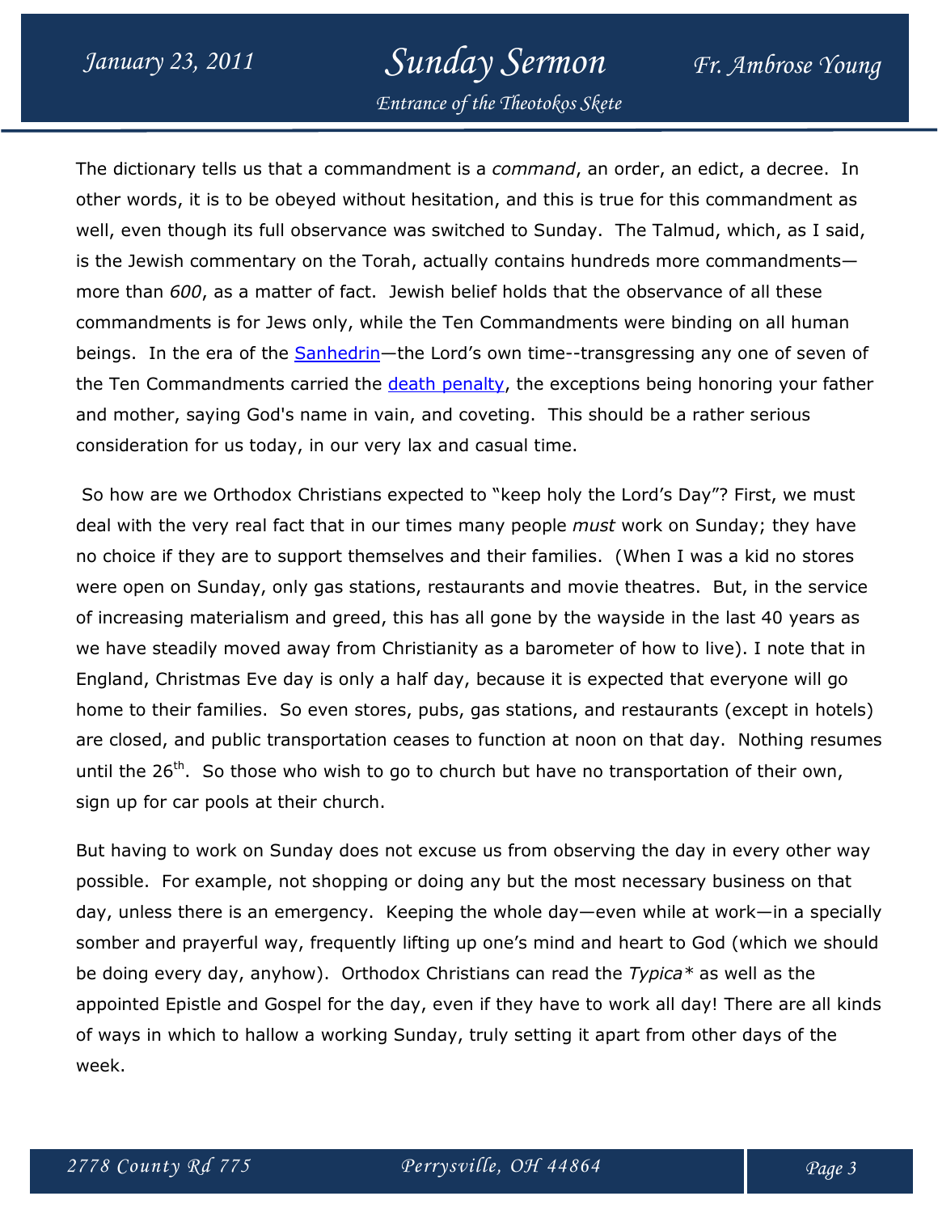The dictionary tells us that a commandment is a *command*, an order, an edict, a decree. In other words, it is to be obeyed without hesitation, and this is true for this commandment as well, even though its full observance was switched to Sunday. The Talmud, which, as I said, is the Jewish commentary on the Torah, actually contains hundreds more commandments—more than *600*, as a matter of fact. Jewish belief holds that the observance of all these commandments is for Jews only, while the Ten Commandments were binding on all human beings. In the era of the Sanhedrin—the Lord's own time--transgressing any one of seven of the Ten Commandments carried the death penalty, the exceptions being honoring your father and mother, saying God's name in vain, and coveting. This should be a rather serious consideration for us today, in our very lax and casual time.

So how are we Orthodox Christians expected to "keep holy the Lord's Day"? First, we must deal with the very real fact that in our times many people *must* work on Sunday; they have no choice if they are to support themselves and their families. (When I was a kid no stores were open on Sunday, only gas stations, restaurants and movie theatres. But, in the service of increasing materialism and greed, this has all gone by the wayside in the last 40 years as we have steadily moved away from Christianity as a barometer of how to live). I note that in England, Christmas Eve day is only a half day, because it is expected that everyone will go home to their families. So even stores, pubs, gas stations, and restaurants (except in hotels) are closed, and public transportation ceases to function at noon on that day. Nothing resumes until the 26th. So those who wish to go to church but have no transportation of their own, sign up for car pools at their church.

But having to work on Sunday does not excuse us from observing the day in every other way possible. For example, not shopping or doing any but the most necessary business on that day, unless there is an emergency. Keeping the whole day—even while at work—in a specially somber and prayerful way, frequently lifting up one's mind and heart to God (which we should be doing every day, anyhow). Orthodox Christians can read the *Typica\** as well as the appointed Epistle and Gospel for the day, even if they have to work all day! There are all kinds of ways in which to hallow a working Sunday, truly setting it apart from other days of the week.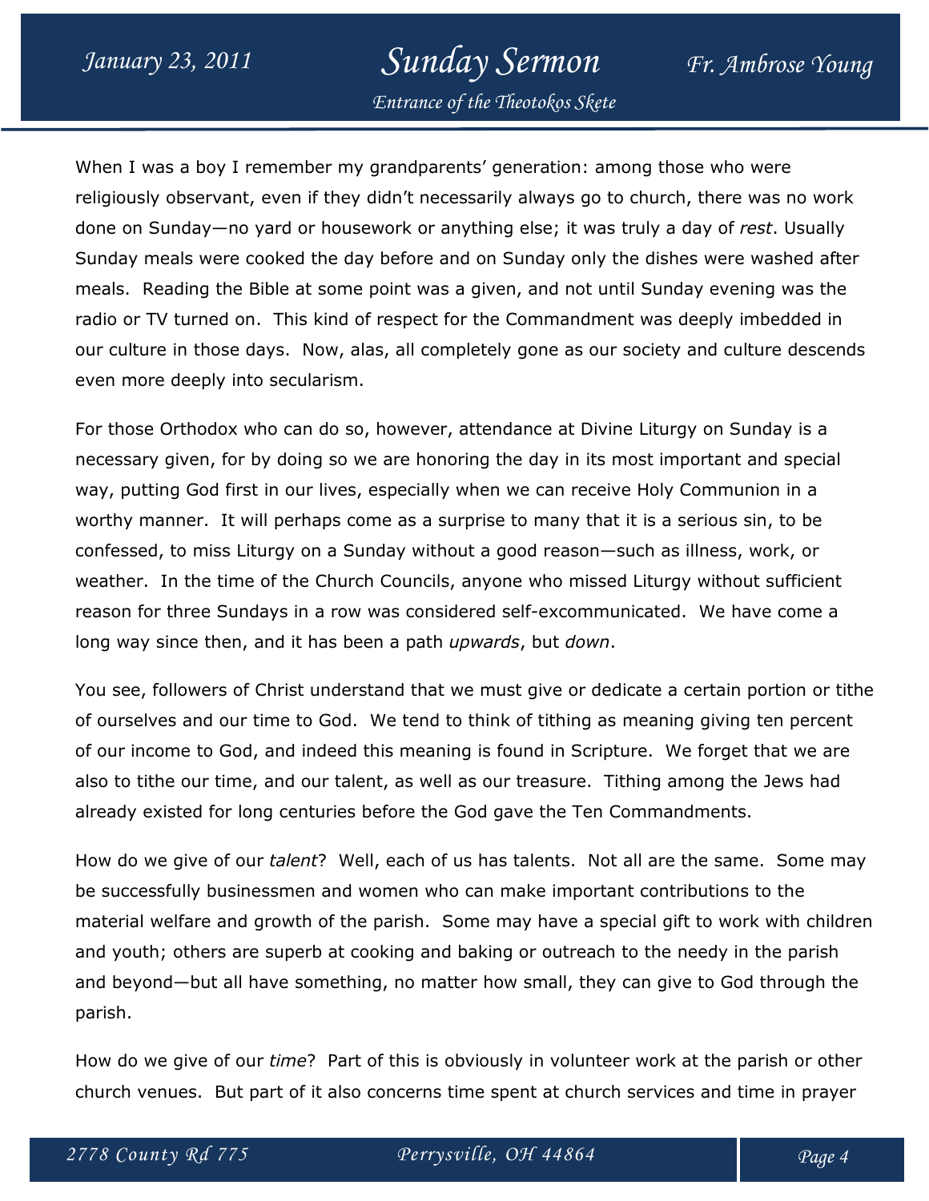When I was a boy I remember my grandparents' generation: among those who were religiously observant, even if they didn't necessarily always go to church, there was no work done on Sunday—no yard or housework or anything else; it was truly a day of *rest*. Usually Sunday meals were cooked the day before and on Sunday only the dishes were washed after meals. Reading the Bible at some point was a given, and not until Sunday evening was the radio or TV turned on. This kind of respect for the Commandment was deeply imbedded in our culture in those days. Now, alas, all completely gone as our society and culture descends even more deeply into secularism.

For those Orthodox who can do so, however, attendance at Divine Liturgy on Sunday is a necessary given, for by doing so we are honoring the day in its most important and special way, putting God first in our lives, especially when we can receive Holy Communion in a worthy manner. It will perhaps come as a surprise to many that it is a serious sin, to be confessed, to miss Liturgy on a Sunday without a good reason—such as illness, work, or weather. In the time of the Church Councils, anyone who missed Liturgy without sufficient reason for three Sundays in a row was considered self-excommunicated. We have come a long way since then, and it has been a path *upwards*, but *down*.

You see, followers of Christ understand that we must give or dedicate a certain portion or tithe of ourselves and our time to God. We tend to think of tithing as meaning giving ten percent of our income to God, and indeed this meaning is found in Scripture. We forget that we are also to tithe our time, and our talent, as well as our treasure. Tithing among the Jews had already existed for long centuries before the God gave the Ten Commandments.

How do we give of our *talent*? Well, each of us has talents. Not all are the same. Some may be successfully businessmen and women who can make important contributions to the material welfare and growth of the parish. Some may have a special gift to work with children and youth; others are superb at cooking and baking or outreach to the needy in the parish and beyond—but all have something, no matter how small, they can give to God through the parish.

How do we give of our *time*? Part of this is obviously in volunteer work at the parish or other church venues. But part of it also concerns time spent at church services and time in prayer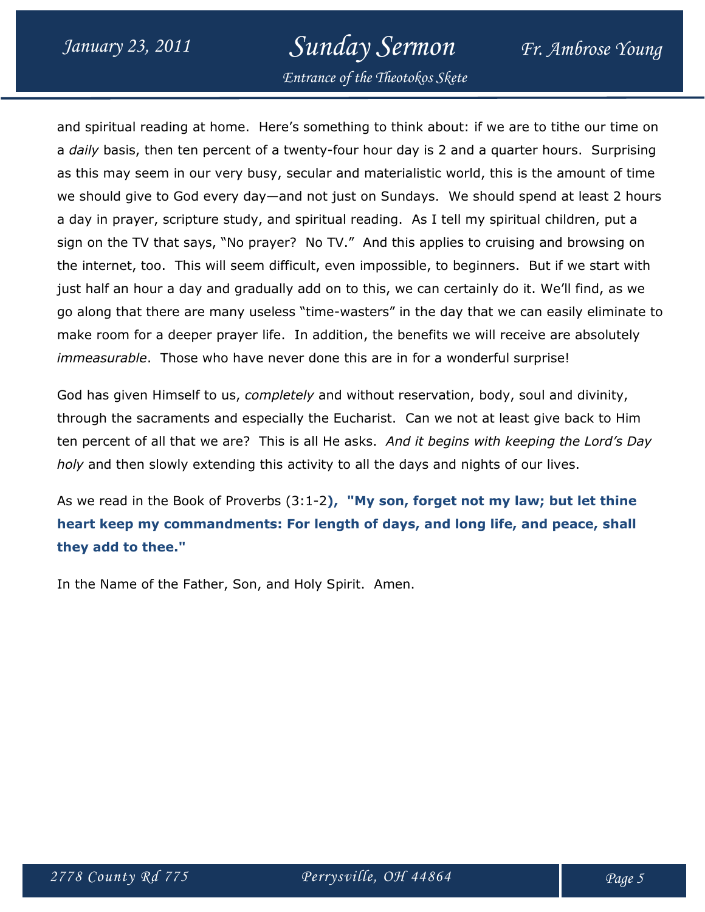and spiritual reading at home. Here's something to think about: if we are to tithe our time on a *daily* basis, then ten percent of a twenty-four hour day is 2 and a quarter hours. Surprising as this may seem in our very busy, secular and materialistic world, this is the amount of time we should give to God every day—and not just on Sundays. We should spend at least 2 hours a day in prayer, scripture study, and spiritual reading. As I tell my spiritual children, put a sign on the TV that says, "No prayer? No TV." And this applies to cruising and browsing on the internet, too. This will seem difficult, even impossible, to beginners. But if we start with just half an hour a day and gradually add on to this, we can certainly do it. We'll find, as we go along that there are many useless "time-wasters" in the day that we can easily eliminate to make room for a deeper prayer life. In addition, the benefits we will receive are absolutely *immeasurable*. Those who have never done this are in for a wonderful surprise!

God has given Himself to us, *completely* and without reservation, body, soul and divinity, through the sacraments and especially the Eucharist. Can we not at least give back to Him ten percent of all that we are? This is all He asks. *And it begins with keeping the Lord's Day holy* and then slowly extending this activity to all the days and nights of our lives.

As we read in the Book of Proverbs (3:1-2**), "My son, forget not my law; but let thine heart keep my commandments: For length of days, and long life, and peace, shall they add to thee."**

In the Name of the Father, Son, and Holy Spirit. Amen.